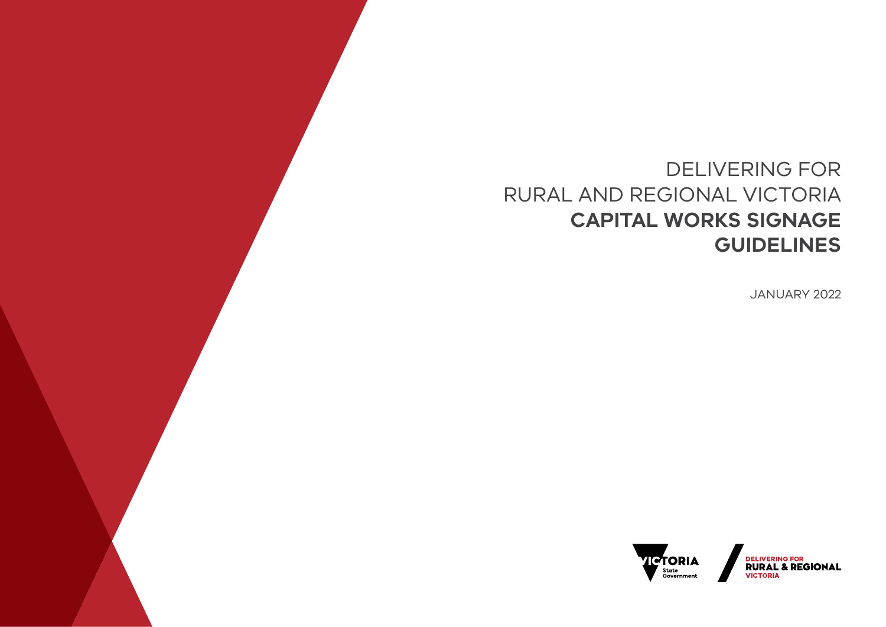# DELIVERING FOR RURAL AND REGIONAL VICTORIA **CAPITAL WORKS SIGNAGE GUIDELINES**

JANUARY 2022

VICTORIA State Government

DELIVERING FOR RURAL & REGIONAL VICTORIA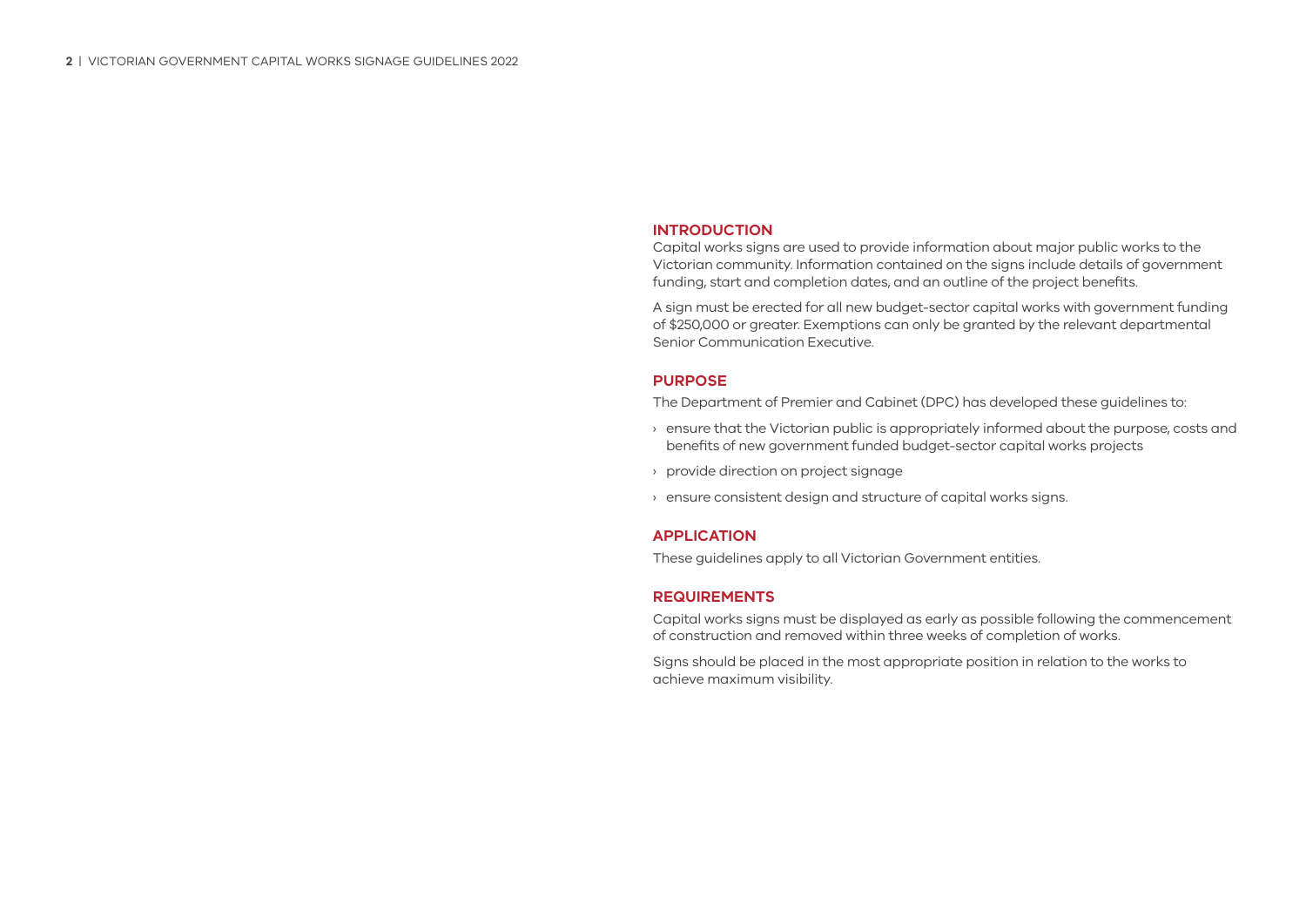## INTRODUCTION

Capital works signs are used to provide information about major public works to the Victorian community. Information contained on the signs include details of government funding, start and completion dates, and an outline of the project benefits.

A sign must be erected for all new budget-sector capital works with government funding of $250,000 or greater. Exemptions can only be granted by the relevant departmental Senior Communication Executive.

## PURPOSE

The Department of Premier and Cabinet (DPC) has developed these guidelines to:

- ensure that the Victorian public is appropriately informed about the purpose, costs and benefits of new government funded budget-sector capital works projects
- provide direction on project signage
- ensure consistent design and structure of capital works signs.

## APPLICATION

These guidelines apply to all Victorian Government entities.

## REQUIREMENTS

Capital works signs must be displayed as early as possible following the commencement of construction and removed within three weeks of completion of works.

Signs should be placed in the most appropriate position in relation to the works to achieve maximum visibility.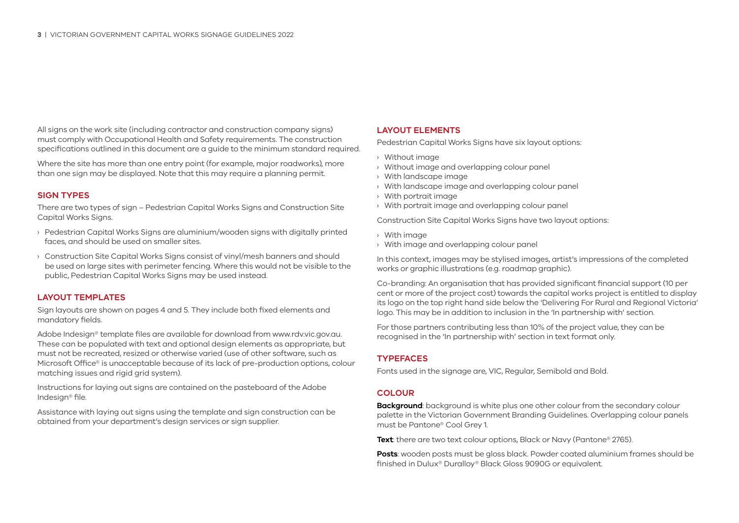All signs on the work site (including contractor and construction company signs) must comply with Occupational Health and Safety requirements. The construction specifications outlined in this document are a guide to the minimum standard required.

Where the site has more than one entry point (for example, major roadworks), more than one sign may be displayed. Note that this may require a planning permit.

## SIGN TYPES

There are two types of sign – Pedestrian Capital Works Signs and Construction Site Capital Works Signs.

- Pedestrian Capital Works Signs are aluminium/wooden signs with digitally printed faces, and should be used on smaller sites.
- Construction Site Capital Works Signs consist of vinyl/mesh banners and should be used on large sites with perimeter fencing. Where this would not be visible to the public, Pedestrian Capital Works Signs may be used instead.

## LAYOUT TEMPLATES

Sign layouts are shown on pages 4 and 5. They include both fixed elements and mandatory fields.

Adobe Indesign® template files are available for download from www.rdv.vic.gov.au. These can be populated with text and optional design elements as appropriate, but must not be recreated, resized or otherwise varied (use of other software, such as Microsoft Office® is unacceptable because of its lack of pre-production options, colour matching issues and rigid grid system).

Instructions for laying out signs are contained on the pasteboard of the Adobe Indesign® file.

Assistance with laying out signs using the template and sign construction can be obtained from your department's design services or sign supplier.

## LAYOUT ELEMENTS

Pedestrian Capital Works Signs have six layout options:

- Without image
- Without image and overlapping colour panel
- With landscape image
- With landscape image and overlapping colour panel
- With portrait image
- With portrait image and overlapping colour panel

Construction Site Capital Works Signs have two layout options:

- With image
- With image and overlapping colour panel

In this context, images may be stylised images, artist's impressions of the completed works or graphic illustrations (e.g. roadmap graphic).

Co-branding: An organisation that has provided significant financial support (10 per cent or more of the project cost) towards the capital works project is entitled to display its logo on the top right hand side below the 'Delivering For Rural and Regional Victoria' logo. This may be in addition to inclusion in the 'In partnership with' section.

For those partners contributing less than 10% of the project value, they can be recognised in the 'In partnership with' section in text format only.

## TYPEFACES

Fonts used in the signage are, VIC, Regular, Semibold and Bold.

## COLOUR

**Background**: background is white plus one other colour from the secondary colour palette in the Victorian Government Branding Guidelines. Overlapping colour panels must be Pantone® Cool Grey 1.

**Text**: there are two text colour options, Black or Navy (Pantone® 2765).

**Posts**: wooden posts must be gloss black. Powder coated aluminium frames should be finished in Dulux® Duralloy® Black Gloss 9090G or equivalent.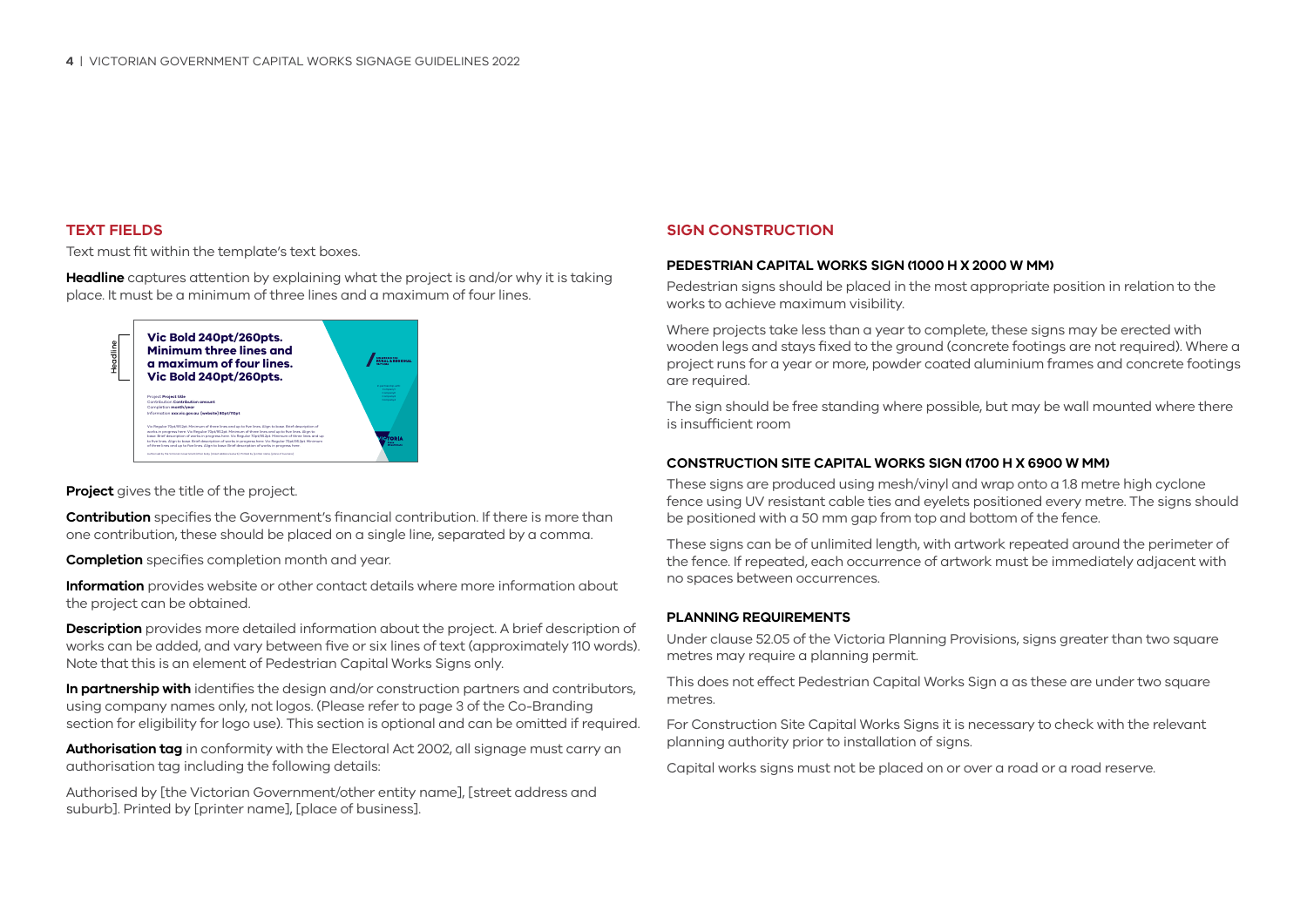## TEXT FIELDS

Text must fit within the template's text boxes.

**Headline** captures attention by explaining what the project is and/or why it is taking place. It must be a minimum of three lines and a maximum of four lines.

**Project** gives the title of the project.

**Contribution** specifies the Government's financial contribution. If there is more than one contribution, these should be placed on a single line, separated by a comma.

**Completion** specifies completion month and year.

**Information** provides website or other contact details where more information about the project can be obtained.

**Description** provides more detailed information about the project. A brief description of works can be added, and vary between five or six lines of text (approximately 110 words). Note that this is an element of Pedestrian Capital Works Signs only.

**In partnership with** identifies the design and/or construction partners and contributors, using company names only, not logos. (Please refer to page 3 of the Co-Branding section for eligibility for logo use). This section is optional and can be omitted if required.

**Authorisation tag** in conformity with the Electoral Act 2002, all signage must carry an authorisation tag including the following details:

Authorised by [the Victorian Government/other entity name], [street address and suburb]. Printed by [printer name], [place of business].

## SIGN CONSTRUCTION

### PEDESTRIAN CAPITAL WORKS SIGN (1000 H X 2000 W MM)

Pedestrian signs should be placed in the most appropriate position in relation to the works to achieve maximum visibility.

Where projects take less than a year to complete, these signs may be erected with wooden legs and stays fixed to the ground (concrete footings are not required). Where a project runs for a year or more, powder coated aluminium frames and concrete footings are required.

The sign should be free standing where possible, but may be wall mounted where there is insufficient room

### CONSTRUCTION SITE CAPITAL WORKS SIGN (1700 H X 6900 W MM)

These signs are produced using mesh/vinyl and wrap onto a 1.8 metre high cyclone fence using UV resistant cable ties and eyelets positioned every metre. The signs should be positioned with a 50 mm gap from top and bottom of the fence.

These signs can be of unlimited length, with artwork repeated around the perimeter of the fence. If repeated, each occurrence of artwork must be immediately adjacent with no spaces between occurrences.

### PLANNING REQUIREMENTS

Under clause 52.05 of the Victoria Planning Provisions, signs greater than two square metres may require a planning permit.

This does not effect Pedestrian Capital Works Sign a as these are under two square metres.

For Construction Site Capital Works Signs it is necessary to check with the relevant planning authority prior to installation of signs.

Capital works signs must not be placed on or over a road or a road reserve.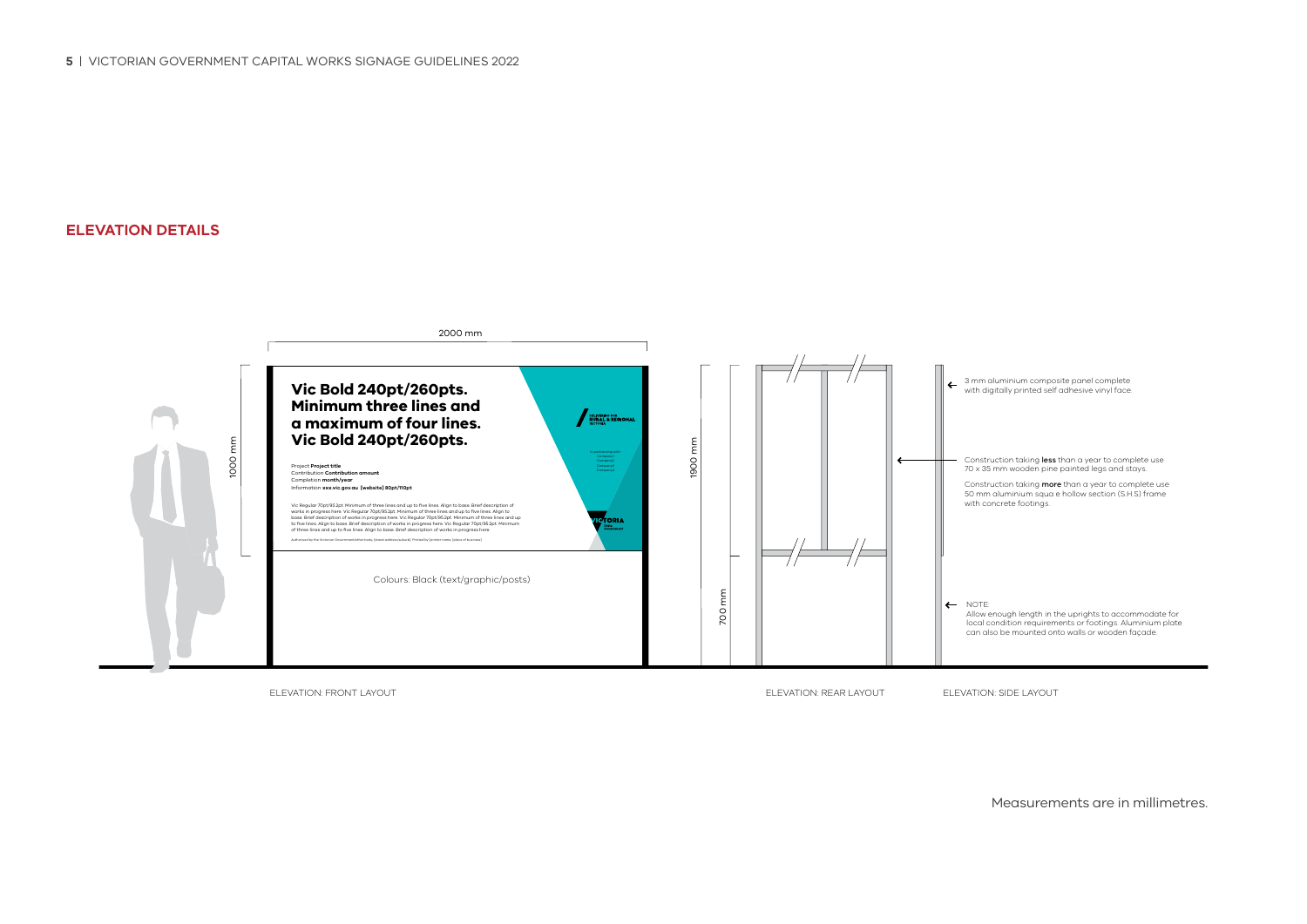## ELEVATION DETAILS

2000 mm

1000 mm

**Vic Bold 240pt/260pts. Minimum three lines and a maximum of four lines. Vic Bold 240pt/260pts.**

Project **Project title**
Contribution **Contribution amount**
Completion **month/year**
Information **xxx.vic.gov.au (website) 80pt/110pt**

Vic Regular 70pt/95.2pt. Minimum of three lines and up to five lines. Align to base. Brief description of works in progress here. Vic Regular 70pt/95.2pt. Minimum of three lines and up to five lines. Align to base. Brief description of works in progress here. Vic Regular 70pt/95.2pt. Minimum of three lines and up to five lines. Align to base. Brief description of works in progress here. Vic Regular 70pt/95.2pt. Minimum of three lines and up to five lines. Align to base. Brief description of works in progress here.

Authorised by the Victorian Government [street address/suburb]. Printed by [printer name, (place of business)]

Colours: Black (text/graphic/posts)

1900 mm

700 mm

3 mm aluminium composite panel complete with digitally printed self adhesive vinyl face.

Construction taking **less** than a year to complete use 70 x 35 mm wooden pine painted legs and stays.

Construction taking **more** than a year to complete use 50 mm aluminium squa e hollow section (S.H.S) frame with concrete footings.

NOTE:
Allow enough length in the uprights to accommodate for local condition requirements or footings. Aluminium plate can also be mounted onto walls or wooden façade.

ELEVATION: FRONT LAYOUT

ELEVATION: REAR LAYOUT

ELEVATION: SIDE LAYOUT

Measurements are in millimetres.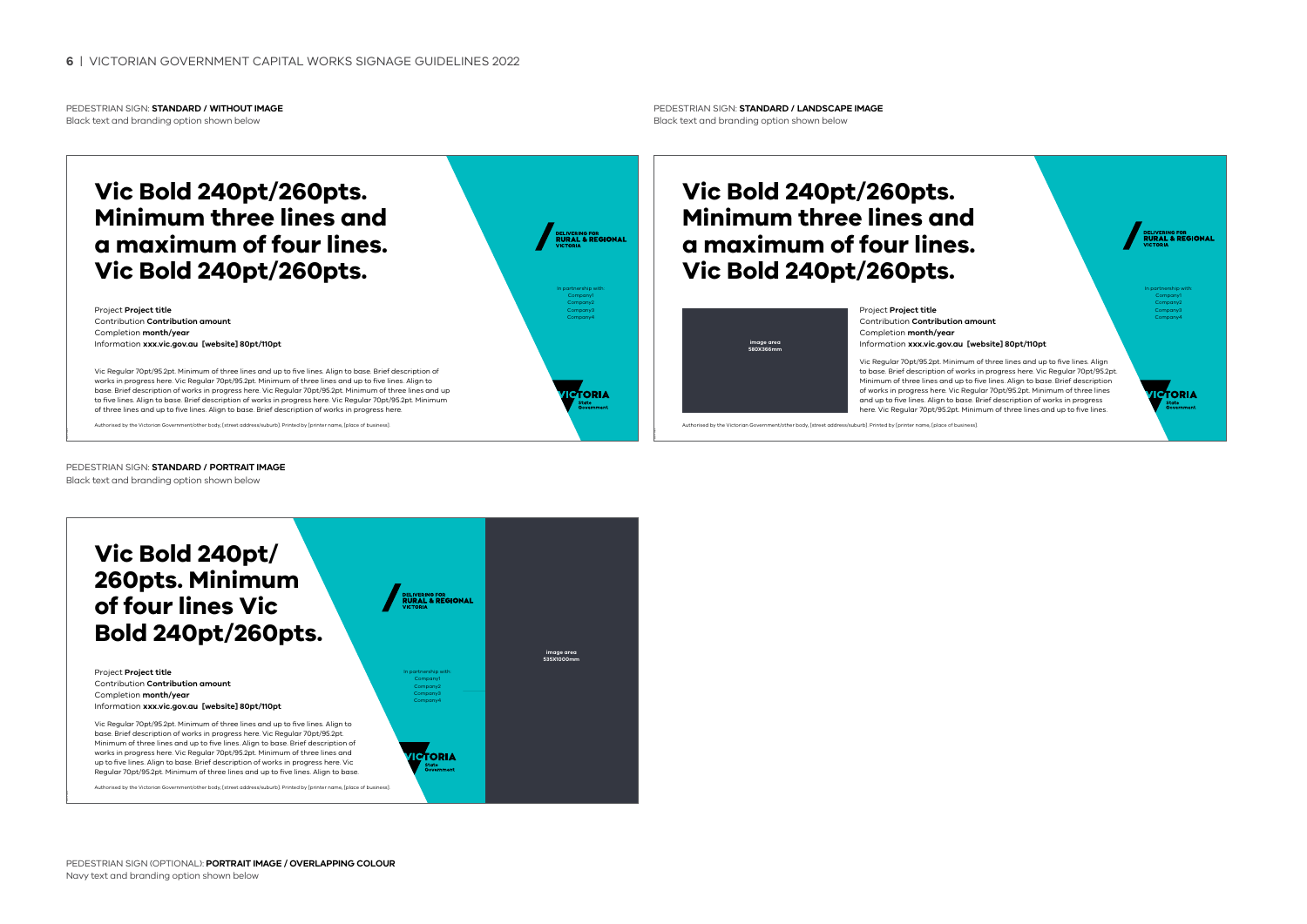PEDESTRIAN SIGN: **STANDARD / WITHOUT IMAGE**
Black text and branding option shown below

# Vic Bold 240pt/260pts. Minimum three lines and a maximum of four lines. Vic Bold 240pt/260pts.

Project **Project title**
Contribution **Contribution amount**
Completion **month/year**
Information **xxx.vic.gov.au [website] 80pt/110pt**

Vic Regular 70pt/95.2pt. Minimum of three lines and up to five lines. Align to base. Brief description of works in progress here. Vic Regular 70pt/95.2pt. Minimum of three lines and up to five lines. Align to base. Brief description of works in progress here. Vic Regular 70pt/95.2pt. Minimum of three lines and up to five lines. Align to base. Brief description of works in progress here. Vic Regular 70pt/95.2pt. Minimum of three lines and up to five lines. Align to base. Brief description of works in progress here.

Authorised by the Victorian Government/other body, [street address/suburb]. Printed by [printer name, [place of business].

DELIVERING FOR RURAL & REGIONAL VICTORIA

In partnership with:
Company1
Company2
Company3
Company4

VICTORIA State Government

PEDESTRIAN SIGN: **STANDARD / LANDSCAPE IMAGE**
Black text and branding option shown below

# Vic Bold 240pt/260pts. Minimum three lines and a maximum of four lines. Vic Bold 240pt/260pts.

image area
580X366mm

Project **Project title**
Contribution **Contribution amount**
Completion **month/year**
Information **xxx.vic.gov.au [website] 80pt/110pt**

Vic Regular 70pt/95.2pt. Minimum of three lines and up to five lines. Align to base. Brief description of works in progress here. Vic Regular 70pt/95.2pt. Minimum of three lines and up to five lines. Align to base. Brief description of works in progress here. Vic Regular 70pt/95.2pt. Minimum of three lines and up to five lines. Align to base. Brief description of works in progress here. Vic Regular 70pt/95.2pt. Minimum of three lines and up to five lines.

Authorised by the Victorian Government/other body, [street address/suburb]. Printed by [printer name, [place of business].

DELIVERING FOR RURAL & REGIONAL VICTORIA

In partnership with:
Company1
Company2
Company3
Company4

VICTORIA State Government

PEDESTRIAN SIGN: **STANDARD / PORTRAIT IMAGE**
Black text and branding option shown below

# Vic Bold 240pt/ 260pts. Minimum of four lines Vic Bold 240pt/260pts.

Project **Project title**
Contribution **Contribution amount**
Completion **month/year**
Information **xxx.vic.gov.au [website] 80pt/110pt**

Vic Regular 70pt/95.2pt. Minimum of three lines and up to five lines. Align to base. Brief description of works in progress here. Vic Regular 70pt/95.2pt. Minimum of three lines and up to five lines. Align to base. Brief description of works in progress here. Vic Regular 70pt/95.2pt. Minimum of three lines and up to five lines. Align to base. Brief description of works in progress here. Vic Regular 70pt/95.2pt. Minimum of three lines and up to five lines. Align to base.

Authorised by the Victorian Government/other body, [street address/suburb]. Printed by [printer name, [place of business].

DELIVERING FOR RURAL & REGIONAL VICTORIA

In partnership with:
Company1
Company2
Company3
Company4

VICTORIA State Government

image area
535X1000mm

PEDESTRIAN SIGN (OPTIONAL): **PORTRAIT IMAGE / OVERLAPPING COLOUR**
Navy text and branding option shown below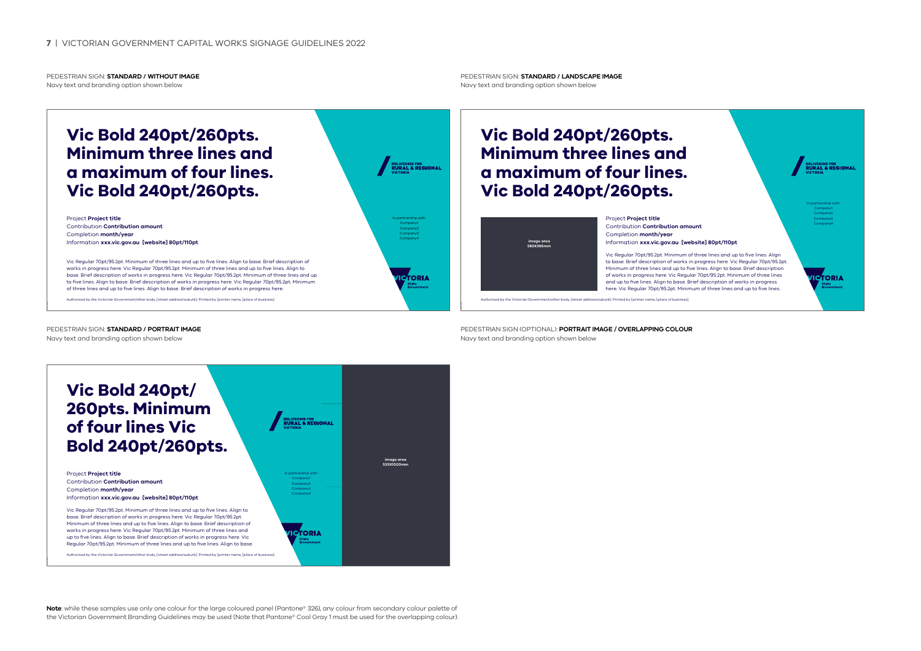PEDESTRIAN SIGN: **STANDARD / WITHOUT IMAGE**
Navy text and branding option shown below

# Vic Bold 240pt/260pts. Minimum three lines and a maximum of four lines. Vic Bold 240pt/260pts.

Project **Project title**
Contribution **Contribution amount**
Completion **month/year**
Information **xxx.vic.gov.au [website] 80pt/110pt**

Vic Regular 70pt/95.2pt. Minimum of three lines and up to five lines. Align to base. Brief description of works in progress here. Vic Regular 70pt/95.2pt. Minimum of three lines and up to five lines. Align to base. Brief description of works in progress here. Vic Regular 70pt/95.2pt. Minimum of three lines and up to five lines. Align to base. Brief description of works in progress here. Vic Regular 70pt/95.2pt. Minimum of three lines and up to five lines. Align to base. Brief description of works in progress here.

Authorised by the Victorian Government/other body, [street address/suburb]. Printed by [printer name, [place of business].

DELIVERING FOR RURAL & REGIONAL VICTORIA

In partnership with:
Company1
Company2
Company3
Company4

VICTORIA State Government

PEDESTRIAN SIGN: **STANDARD / LANDSCAPE IMAGE**
Navy text and branding option shown below

# Vic Bold 240pt/260pts. Minimum three lines and a maximum of four lines. Vic Bold 240pt/260pts.

image area 580X366mm

Project **Project title**
Contribution **Contribution amount**
Completion **month/year**
Information **xxx.vic.gov.au [website] 80pt/110pt**

Vic Regular 70pt/95.2pt. Minimum of three lines and up to five lines. Align to base. Brief description of works in progress here. Vic Regular 70pt/95.2pt. Minimum of three lines and up to five lines. Align to base. Brief description of works in progress here. Vic Regular 70pt/95.2pt. Minimum of three lines and up to five lines. Align to base. Brief description of works in progress here. Vic Regular 70pt/95.2pt. Minimum of three lines and up to five lines.

Authorised by the Victorian Government/other body, [street address/suburb]. Printed by [printer name, [place of business].

DELIVERING FOR RURAL & REGIONAL VICTORIA

In partnership with:
Company1
Company2
Company3
Company4

VICTORIA State Government

PEDESTRIAN SIGN: **STANDARD / PORTRAIT IMAGE**
Navy text and branding option shown below

# Vic Bold 240pt/ 260pts. Minimum of four lines Vic Bold 240pt/260pts.

Project **Project title**
Contribution **Contribution amount**
Completion **month/year**
Information **xxx.vic.gov.au [website] 80pt/110pt**

Vic Regular 70pt/95.2pt. Minimum of three lines and up to five lines. Align to base. Brief description of works in progress here. Vic Regular 70pt/95.2pt. Minimum of three lines and up to five lines. Align to base. Brief description of works in progress here. Vic Regular 70pt/95.2pt. Minimum of three lines and up to five lines. Align to base. Brief description of works in progress here. Vic Regular 70pt/95.2pt. Minimum of three lines and up to five lines. Align to base.

Authorised by the Victorian Government/other body, [street address/suburb]. Printed by [printer name, [place of business].

DELIVERING FOR RURAL & REGIONAL VICTORIA

In partnership with:
Company1
Company2
Company3
Company4

VICTORIA State Government

image area 535X1000mm

PEDESTRIAN SIGN (OPTIONAL): **PORTRAIT IMAGE / OVERLAPPING COLOUR**
Navy text and branding option shown below

**Note**: while these samples use only one colour for the large coloured panel (Pantone® 326), any colour from secondary colour palette of the Victorian Government Branding Guidelines may be used (Note that Pantone® Cool Gray 1 must be used for the overlapping colour).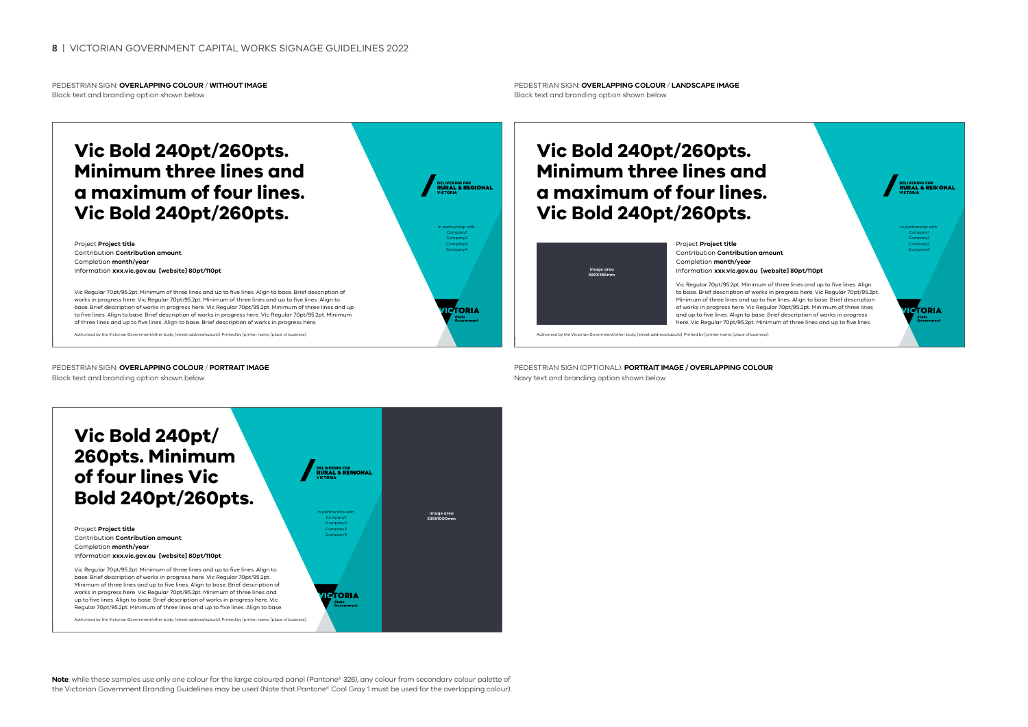PEDESTRIAN SIGN: **OVERLAPPING COLOUR** / **WITHOUT IMAGE**
Black text and branding option shown below

# Vic Bold 240pt/260pts. Minimum three lines and a maximum of four lines. Vic Bold 240pt/260pts.

Project **Project title**
Contribution **Contribution amount**
Completion **month/year**
Information **xxx.vic.gov.au [website] 80pt/110pt**

Vic Regular 70pt/95.2pt. Minimum of three lines and up to five lines. Align to base. Brief description of works in progress here. Vic Regular 70pt/95.2pt. Minimum of three lines and up to five lines. Align to base. Brief description of works in progress here. Vic Regular 70pt/95.2pt. Minimum of three lines and up to five lines. Align to base. Brief description of works in progress here. Vic Regular 70pt/95.2pt. Minimum of three lines and up to five lines. Align to base. Brief description of works in progress here.

Authorised by the Victorian Government/other body, [street address/suburb]. Printed by [printer name, [place of business].

DELIVERING FOR RURAL & REGIONAL VICTORIA

In partnership with:
Company1
Company2
Company3
Company4

VICTORIA State Government

PEDESTRIAN SIGN: **OVERLAPPING COLOUR** / **LANDSCAPE IMAGE**
Black text and branding option shown below

# Vic Bold 240pt/260pts. Minimum three lines and a maximum of four lines. Vic Bold 240pt/260pts.

image area
580X366mm

Project **Project title**
Contribution **Contribution amount**
Completion **month/year**
Information **xxx.vic.gov.au [website] 80pt/110pt**

Vic Regular 70pt/95.2pt. Minimum of three lines and up to five lines. Align to base. Brief description of works in progress here. Vic Regular 70pt/95.2pt. Minimum of three lines and up to five lines. Align to base. Brief description of works in progress here. Vic Regular 70pt/95.2pt. Minimum of three lines and up to five lines. Align to base. Brief description of works in progress here. Vic Regular 70pt/95.2pt. Minimum of three lines and up to five lines.

Authorised by the Victorian Government/other body, [street address/suburb]. Printed by [printer name, [place of business].

DELIVERING FOR RURAL & REGIONAL VICTORIA

In partnership with:
Company1
Company2
Company3
Company4

VICTORIA State Government

PEDESTRIAN SIGN: **OVERLAPPING COLOUR** / **PORTRAIT IMAGE**
Black text and branding option shown below

# Vic Bold 240pt/ 260pts. Minimum of four lines Vic Bold 240pt/260pts.

Project **Project title**
Contribution **Contribution amount**
Completion **month/year**
Information **xxx.vic.gov.au [website] 80pt/110pt**

Vic Regular 70pt/95.2pt. Minimum of three lines and up to five lines. Align to base. Brief description of works in progress here. Vic Regular 70pt/95.2pt. Minimum of three lines and up to five lines. Align to base. Brief description of works in progress here. Vic Regular 70pt/95.2pt. Minimum of three lines and up to five lines. Align to base. Brief description of works in progress here. Vic Regular 70pt/95.2pt. Minimum of three lines and up to five lines. Align to base.

Authorised by the Victorian Government/other body, [street address/suburb]. Printed by [printer name, [place of business].

DELIVERING FOR RURAL & REGIONAL VICTORIA

In partnership with:
Company1
Company2
Company3
Company4

VICTORIA State Government

image area
535X1000mm

PEDESTRIAN SIGN (OPTIONAL): **PORTRAIT IMAGE / OVERLAPPING COLOUR**
Navy text and branding option shown below

**Note**: while these samples use only one colour for the large coloured panel (Pantone® 326), any colour from secondary colour palette of the Victorian Government Branding Guidelines may be used (Note that Pantone® Cool Gray 1 must be used for the overlapping colour).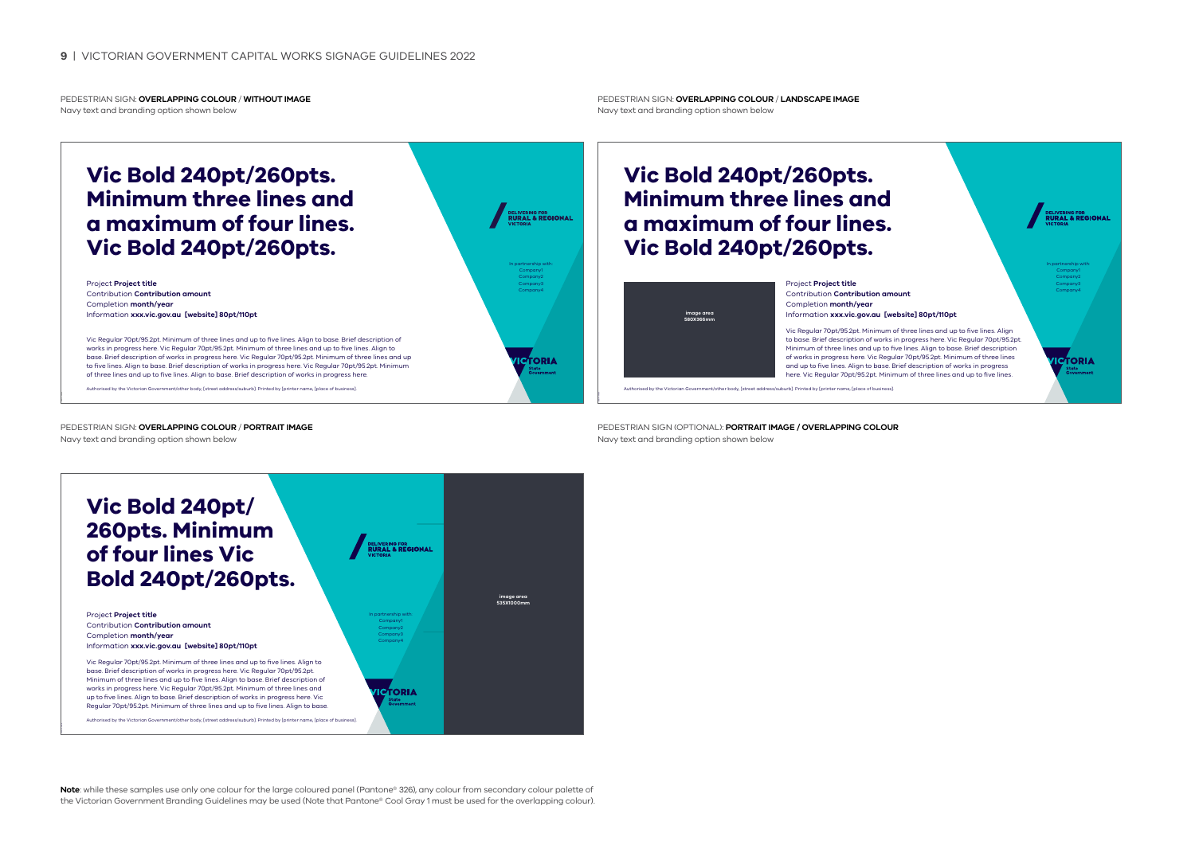PEDESTRIAN SIGN: **OVERLAPPING COLOUR** / **WITHOUT IMAGE**
Navy text and branding option shown below

# Vic Bold 240pt/260pts. Minimum three lines and a maximum of four lines. Vic Bold 240pt/260pts.

Project **Project title**
Contribution **Contribution amount**
Completion **month/year**
Information **xxx.vic.gov.au [website] 80pt/110pt**

Vic Regular 70pt/95.2pt. Minimum of three lines and up to five lines. Align to base. Brief description of works in progress here. Vic Regular 70pt/95.2pt. Minimum of three lines and up to five lines. Align to base. Brief description of works in progress here. Vic Regular 70pt/95.2pt. Minimum of three lines and up to five lines. Align to base. Brief description of works in progress here. Vic Regular 70pt/95.2pt. Minimum of three lines and up to five lines. Align to base. Brief description of works in progress here.

Authorised by the Victorian Government/other body, [street address/suburb]. Printed by [printer name, [place of business].

DELIVERING FOR RURAL & REGIONAL VICTORIA

In partnership with:
Company1
Company2
Company3
Company4

VICTORIA State Government

PEDESTRIAN SIGN: **OVERLAPPING COLOUR** / **LANDSCAPE IMAGE**
Navy text and branding option shown below

# Vic Bold 240pt/260pts. Minimum three lines and a maximum of four lines. Vic Bold 240pt/260pts.

image area 580X366mm

Project **Project title**
Contribution **Contribution amount**
Completion **month/year**
Information **xxx.vic.gov.au [website] 80pt/110pt**

Vic Regular 70pt/95.2pt. Minimum of three lines and up to five lines. Align to base. Brief description of works in progress here. Vic Regular 70pt/95.2pt. Minimum of three lines and up to five lines. Align to base. Brief description of works in progress here. Vic Regular 70pt/95.2pt. Minimum of three lines and up to five lines. Align to base. Brief description of works in progress here. Vic Regular 70pt/95.2pt. Minimum of three lines and up to five lines.

Authorised by the Victorian Government/other body, [street address/suburb]. Printed by [printer name, [place of business].

DELIVERING FOR RURAL & REGIONAL VICTORIA

In partnership with:
Company1
Company2
Company3
Company4

VICTORIA State Government

PEDESTRIAN SIGN: **OVERLAPPING COLOUR** / **PORTRAIT IMAGE**
Navy text and branding option shown below

# Vic Bold 240pt/ 260pts. Minimum of four lines Vic Bold 240pt/260pts.

Project **Project title**
Contribution **Contribution amount**
Completion **month/year**
Information **xxx.vic.gov.au [website] 80pt/110pt**

Vic Regular 70pt/95.2pt. Minimum of three lines and up to five lines. Align to base. Brief description of works in progress here. Vic Regular 70pt/95.2pt. Minimum of three lines and up to five lines. Align to base. Brief description of works in progress here. Vic Regular 70pt/95.2pt. Minimum of three lines and up to five lines. Align to base. Brief description of works in progress here. Vic Regular 70pt/95.2pt. Minimum of three lines and up to five lines. Align to base.

Authorised by the Victorian Government/other body, [street address/suburb]. Printed by [printer name, [place of business].

DELIVERING FOR RURAL & REGIONAL VICTORIA

In partnership with:
Company1
Company2
Company3
Company4

VICTORIA State Government

image area 535X1000mm

PEDESTRIAN SIGN (OPTIONAL): **PORTRAIT IMAGE / OVERLAPPING COLOUR**
Navy text and branding option shown below

**Note**: while these samples use only one colour for the large coloured panel (Pantone® 326), any colour from secondary colour palette of the Victorian Government Branding Guidelines may be used (Note that Pantone® Cool Gray 1 must be used for the overlapping colour).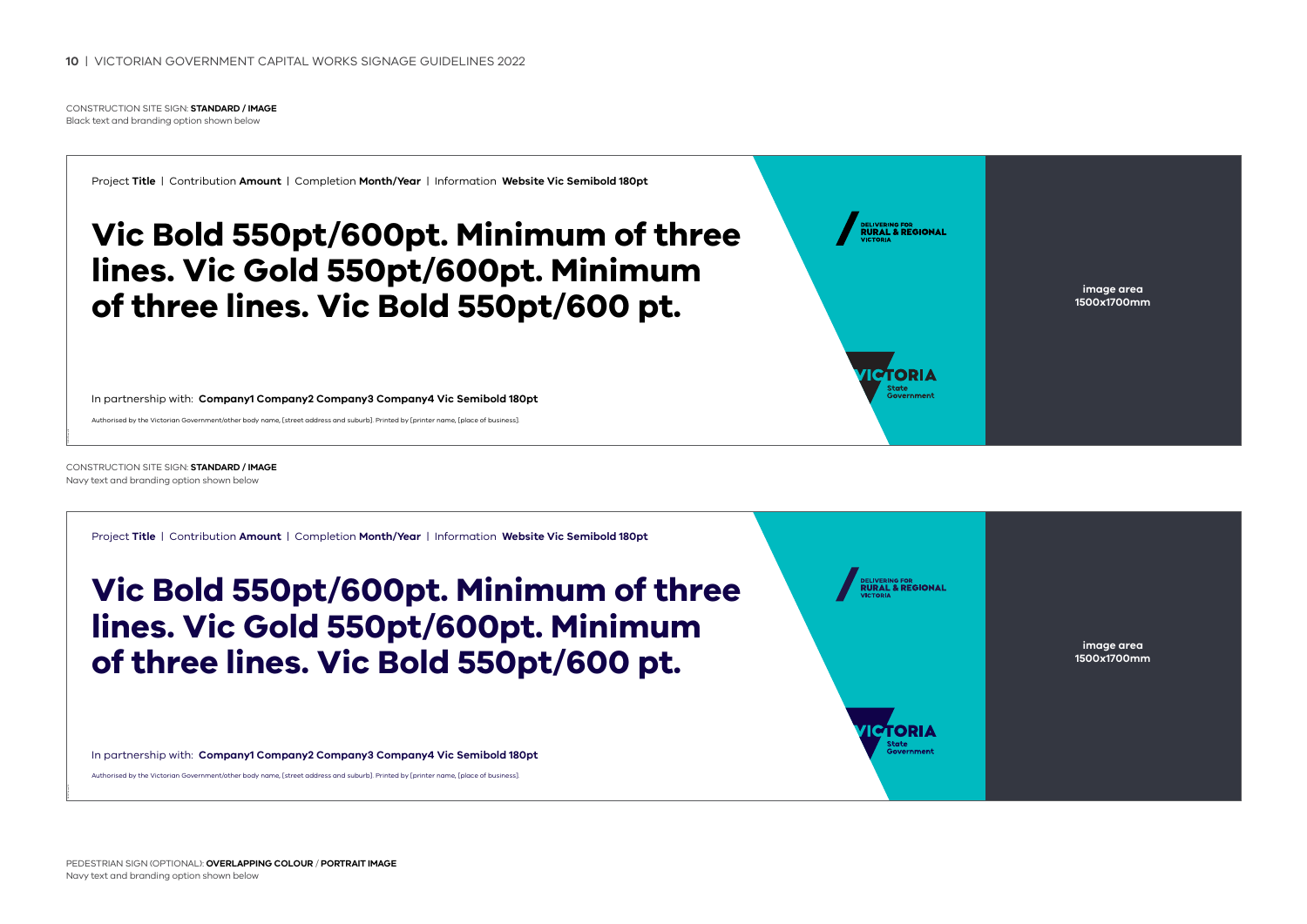CONSTRUCTION SITE SIGN: **STANDARD / IMAGE**
Black text and branding option shown below

Project **Title** | Contribution **Amount** | Completion **Month/Year** | Information **Website Vic Semibold 180pt**

# Vic Bold 550pt/600pt. Minimum of three lines. Vic Gold 550pt/600pt. Minimum of three lines. Vic Bold 550pt/600 pt.

In partnership with: **Company1 Company2 Company3 Company4 Vic Semibold 180pt**

Authorised by the Victorian Government/other body name, [street address and suburb]. Printed by [printer name, [place of business].

DELIVERING FOR **RURAL & REGIONAL** VICTORIA

VICTORIA State Government

**image area 1500x1700mm**

CONSTRUCTION SITE SIGN: **STANDARD / IMAGE**
Navy text and branding option shown below

Project **Title** | Contribution **Amount** | Completion **Month/Year** | Information **Website Vic Semibold 180pt**

# Vic Bold 550pt/600pt. Minimum of three lines. Vic Gold 550pt/600pt. Minimum of three lines. Vic Bold 550pt/600 pt.

In partnership with: **Company1 Company2 Company3 Company4 Vic Semibold 180pt**

Authorised by the Victorian Government/other body name, [street address and suburb]. Printed by [printer name, [place of business].

DELIVERING FOR **RURAL & REGIONAL** VICTORIA

VICTORIA State Government

**image area 1500x1700mm**

PEDESTRIAN SIGN (OPTIONAL): **OVERLAPPING COLOUR** / **PORTRAIT IMAGE**
Navy text and branding option shown below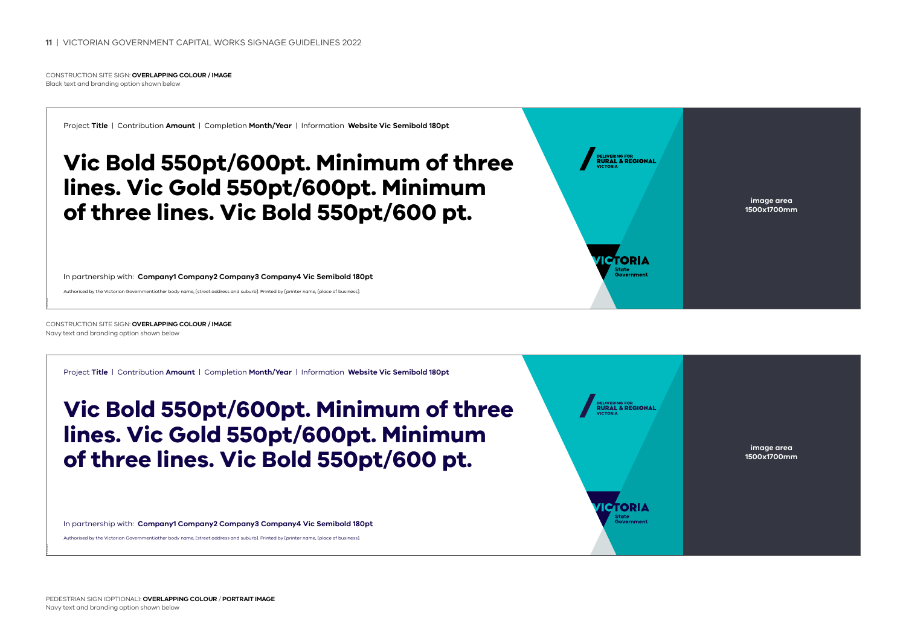CONSTRUCTION SITE SIGN: **OVERLAPPING COLOUR / IMAGE**
Black text and branding option shown below

Project **Title** | Contribution **Amount** | Completion **Month/Year** | Information **Website Vic Semibold 180pt**

# Vic Bold 550pt/600pt. Minimum of three lines. Vic Gold 550pt/600pt. Minimum of three lines. Vic Bold 550pt/600 pt.

DELIVERING FOR
**RURAL & REGIONAL**
VICTORIA

**image area**
**1500x1700mm**

VICTORIA
State
Government

In partnership with: **Company1 Company2 Company3 Company4 Vic Semibold 180pt**

Authorised by the Victorian Government/other body name, [street address and suburb]. Printed by [printer name, [place of business].

CONSTRUCTION SITE SIGN: **OVERLAPPING COLOUR / IMAGE**
Navy text and branding option shown below

Project **Title** | Contribution **Amount** | Completion **Month/Year** | Information **Website Vic Semibold 180pt**

# Vic Bold 550pt/600pt. Minimum of three lines. Vic Gold 550pt/600pt. Minimum of three lines. Vic Bold 550pt/600 pt.

DELIVERING FOR
**RURAL & REGIONAL**
VICTORIA

**image area**
**1500x1700mm**

VICTORIA
State
Government

In partnership with: **Company1 Company2 Company3 Company4 Vic Semibold 180pt**

Authorised by the Victorian Government/other body name, [street address and suburb]. Printed by [printer name, [place of business].

PEDESTRIAN SIGN (OPTIONAL): **OVERLAPPING COLOUR** / **PORTRAIT IMAGE**
Navy text and branding option shown below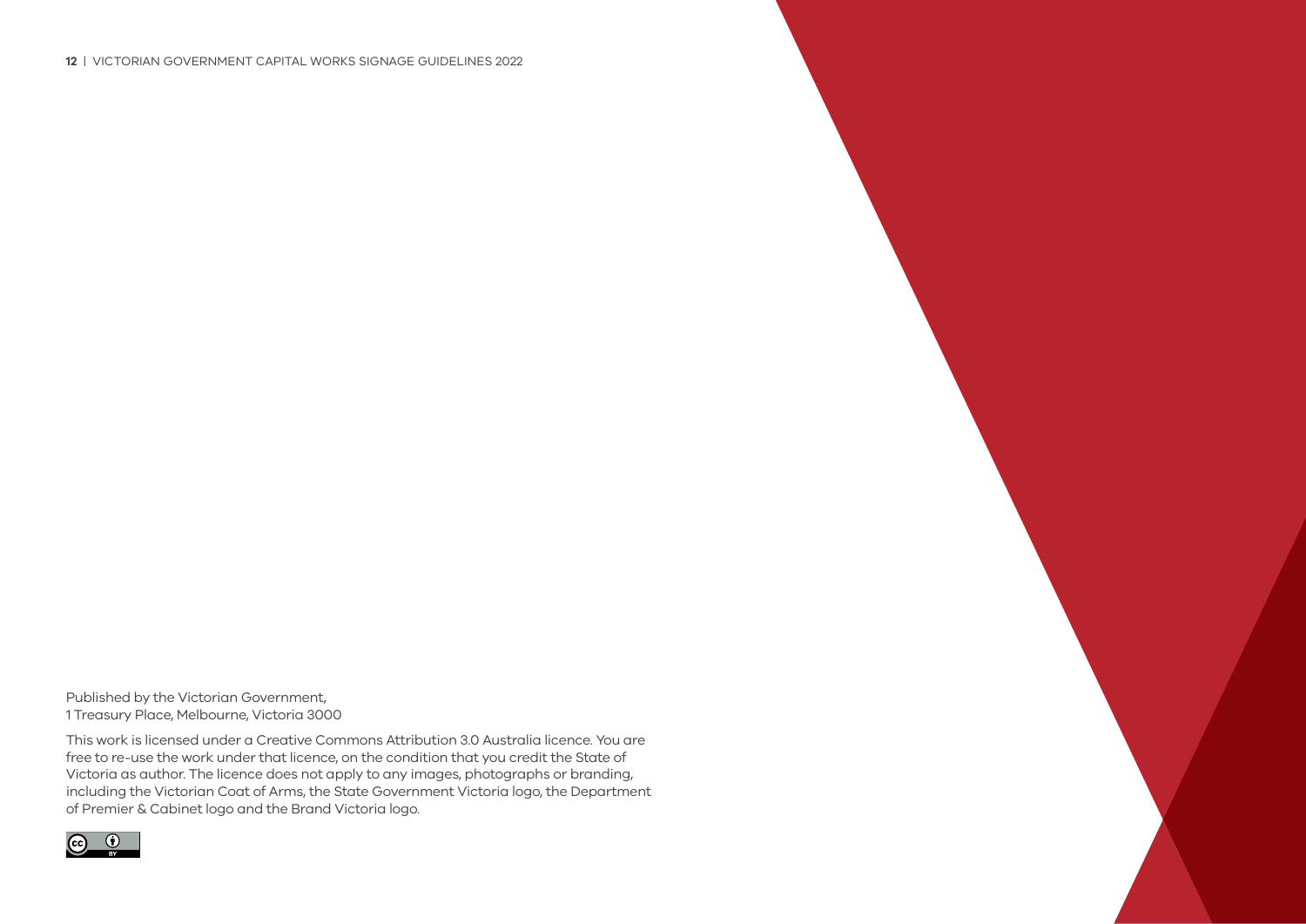Published by the Victorian Government,
1 Treasury Place, Melbourne, Victoria 3000

This work is licensed under a Creative Commons Attribution 3.0 Australia licence. You are free to re-use the work under that licence, on the condition that you credit the State of Victoria as author. The licence does not apply to any images, photographs or branding, including the Victorian Coat of Arms, the State Government Victoria logo, the Department of Premier & Cabinet logo and the Brand Victoria logo.